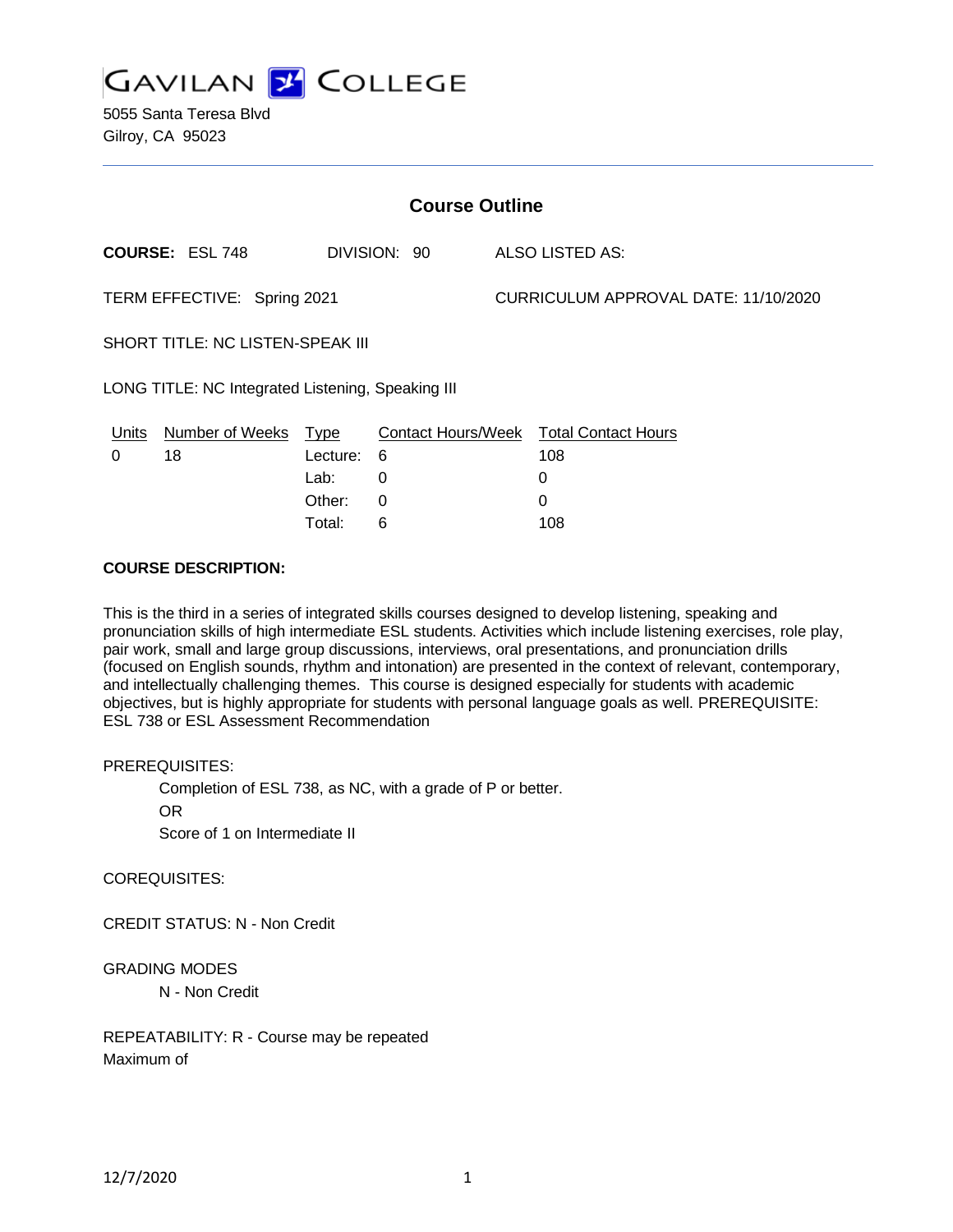# Gavilan College

5055 Santa Teresa Blvd
Gilroy, CA 95023

## Course Outline

**COURSE:** ESL 748 DIVISION: 90 ALSO LISTED AS:

TERM EFFECTIVE: Spring 2021 CURRICULUM APPROVAL DATE: 11/10/2020

SHORT TITLE: NC LISTEN-SPEAK III

LONG TITLE: NC Integrated Listening, Speaking III

| Units | Number of Weeks | Type | Contact Hours/Week | Total Contact Hours |
|---|---|---|---|---|
| 0 | 18 | Lecture: | 6 | 108 |
| | | Lab: | 0 | 0 |
| | | Other: | 0 | 0 |
| | | Total: | 6 | 108 |

**COURSE DESCRIPTION:**

This is the third in a series of integrated skills courses designed to develop listening, speaking and pronunciation skills of high intermediate ESL students. Activities which include listening exercises, role play, pair work, small and large group discussions, interviews, oral presentations, and pronunciation drills (focused on English sounds, rhythm and intonation) are presented in the context of relevant, contemporary, and intellectually challenging themes. This course is designed especially for students with academic objectives, but is highly appropriate for students with personal language goals as well. PREREQUISITE: ESL 738 or ESL Assessment Recommendation

PREREQUISITES:

Completion of ESL 738, as NC, with a grade of P or better.
OR
Score of 1 on Intermediate II

COREQUISITES:

CREDIT STATUS: N - Non Credit

GRADING MODES

N - Non Credit

REPEATABILITY: R - Course may be repeated
Maximum of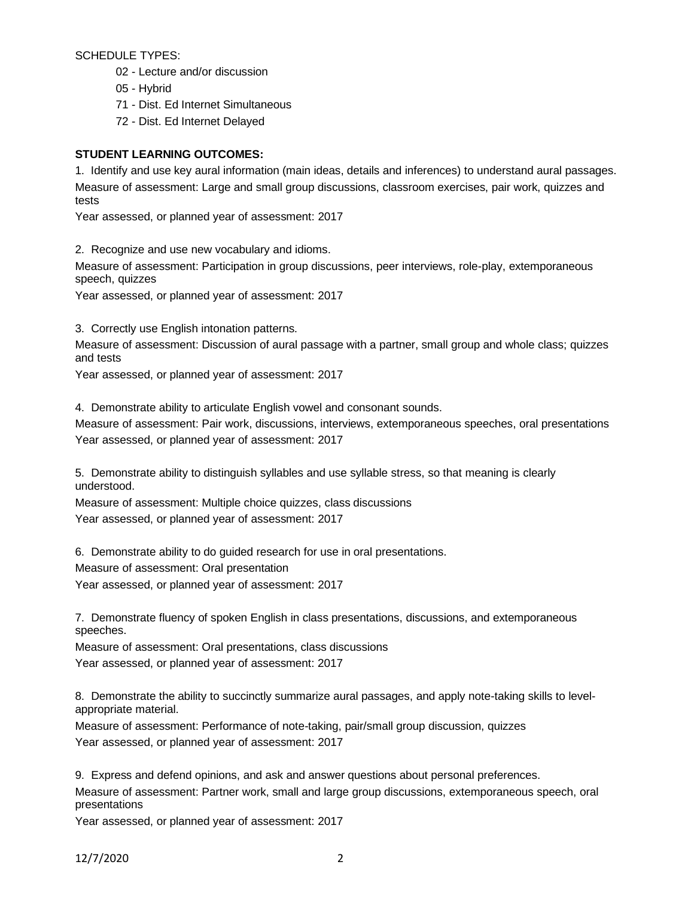SCHEDULE TYPES:

- 02 - Lecture and/or discussion
- 05 - Hybrid
- 71 - Dist. Ed Internet Simultaneous
- 72 - Dist. Ed Internet Delayed

**STUDENT LEARNING OUTCOMES:**

1. Identify and use key aural information (main ideas, details and inferences) to understand aural passages.

Measure of assessment: Large and small group discussions, classroom exercises, pair work, quizzes and tests

Year assessed, or planned year of assessment: 2017

2. Recognize and use new vocabulary and idioms.

Measure of assessment: Participation in group discussions, peer interviews, role-play, extemporaneous speech, quizzes

Year assessed, or planned year of assessment: 2017

3. Correctly use English intonation patterns.

Measure of assessment: Discussion of aural passage with a partner, small group and whole class; quizzes and tests

Year assessed, or planned year of assessment: 2017

4. Demonstrate ability to articulate English vowel and consonant sounds.

Measure of assessment: Pair work, discussions, interviews, extemporaneous speeches, oral presentations

Year assessed, or planned year of assessment: 2017

5. Demonstrate ability to distinguish syllables and use syllable stress, so that meaning is clearly understood.

Measure of assessment: Multiple choice quizzes, class discussions

Year assessed, or planned year of assessment: 2017

6. Demonstrate ability to do guided research for use in oral presentations.

Measure of assessment: Oral presentation

Year assessed, or planned year of assessment: 2017

7. Demonstrate fluency of spoken English in class presentations, discussions, and extemporaneous speeches.

Measure of assessment: Oral presentations, class discussions

Year assessed, or planned year of assessment: 2017

8. Demonstrate the ability to succinctly summarize aural passages, and apply note-taking skills to level-appropriate material.

Measure of assessment: Performance of note-taking, pair/small group discussion, quizzes

Year assessed, or planned year of assessment: 2017

9. Express and defend opinions, and ask and answer questions about personal preferences.

Measure of assessment: Partner work, small and large group discussions, extemporaneous speech, oral presentations

Year assessed, or planned year of assessment: 2017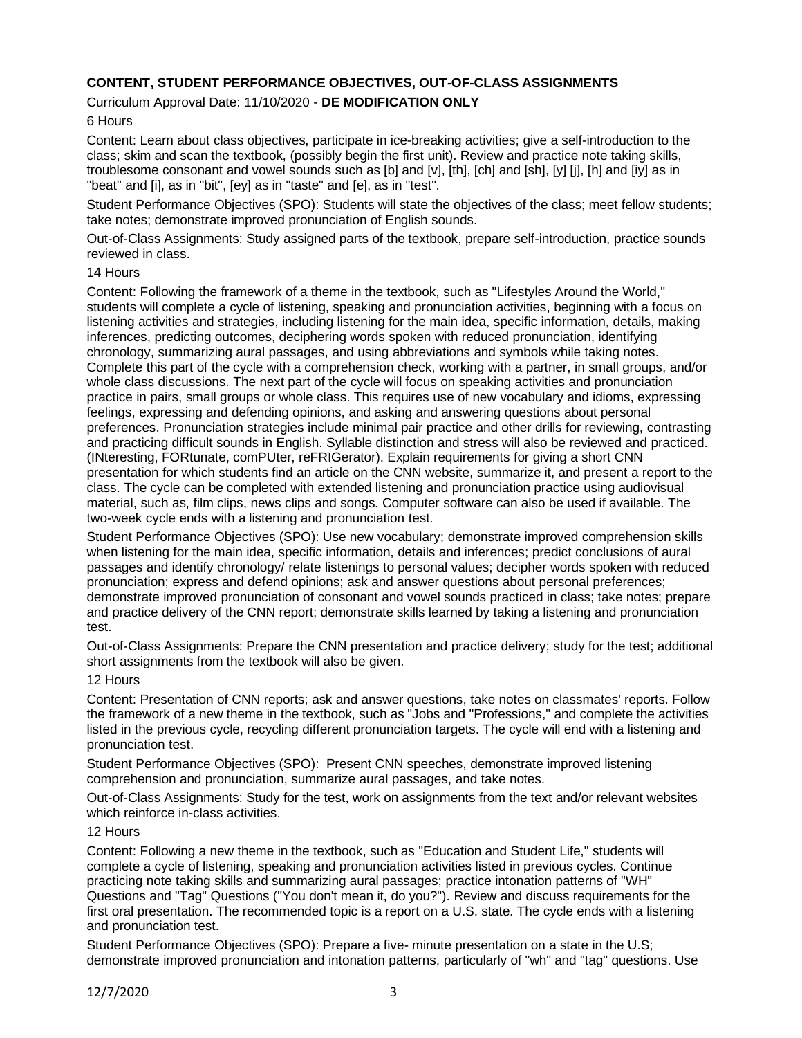**CONTENT, STUDENT PERFORMANCE OBJECTIVES, OUT-OF-CLASS ASSIGNMENTS**

Curriculum Approval Date: 11/10/2020 - **DE MODIFICATION ONLY**

6 Hours

Content: Learn about class objectives, participate in ice-breaking activities; give a self-introduction to the class; skim and scan the textbook, (possibly begin the first unit). Review and practice note taking skills, troublesome consonant and vowel sounds such as [b] and [v], [th], [ch] and [sh], [y] [j], [h] and [iy] as in "beat" and [i], as in "bit", [ey] as in "taste" and [e], as in "test".

Student Performance Objectives (SPO): Students will state the objectives of the class; meet fellow students; take notes; demonstrate improved pronunciation of English sounds.

Out-of-Class Assignments: Study assigned parts of the textbook, prepare self-introduction, practice sounds reviewed in class.

14 Hours

Content: Following the framework of a theme in the textbook, such as "Lifestyles Around the World," students will complete a cycle of listening, speaking and pronunciation activities, beginning with a focus on listening activities and strategies, including listening for the main idea, specific information, details, making inferences, predicting outcomes, deciphering words spoken with reduced pronunciation, identifying chronology, summarizing aural passages, and using abbreviations and symbols while taking notes. Complete this part of the cycle with a comprehension check, working with a partner, in small groups, and/or whole class discussions. The next part of the cycle will focus on speaking activities and pronunciation practice in pairs, small groups or whole class. This requires use of new vocabulary and idioms, expressing feelings, expressing and defending opinions, and asking and answering questions about personal preferences. Pronunciation strategies include minimal pair practice and other drills for reviewing, contrasting and practicing difficult sounds in English. Syllable distinction and stress will also be reviewed and practiced. (INteresting, FORtunate, comPUter, reFRIGerator). Explain requirements for giving a short CNN presentation for which students find an article on the CNN website, summarize it, and present a report to the class. The cycle can be completed with extended listening and pronunciation practice using audiovisual material, such as, film clips, news clips and songs. Computer software can also be used if available. The two-week cycle ends with a listening and pronunciation test.

Student Performance Objectives (SPO): Use new vocabulary; demonstrate improved comprehension skills when listening for the main idea, specific information, details and inferences; predict conclusions of aural passages and identify chronology/ relate listenings to personal values; decipher words spoken with reduced pronunciation; express and defend opinions; ask and answer questions about personal preferences; demonstrate improved pronunciation of consonant and vowel sounds practiced in class; take notes; prepare and practice delivery of the CNN report; demonstrate skills learned by taking a listening and pronunciation test.

Out-of-Class Assignments: Prepare the CNN presentation and practice delivery; study for the test; additional short assignments from the textbook will also be given.

12 Hours

Content: Presentation of CNN reports; ask and answer questions, take notes on classmates' reports. Follow the framework of a new theme in the textbook, such as "Jobs and "Professions," and complete the activities listed in the previous cycle, recycling different pronunciation targets. The cycle will end with a listening and pronunciation test.

Student Performance Objectives (SPO): Present CNN speeches, demonstrate improved listening comprehension and pronunciation, summarize aural passages, and take notes.

Out-of-Class Assignments: Study for the test, work on assignments from the text and/or relevant websites which reinforce in-class activities.

12 Hours

Content: Following a new theme in the textbook, such as "Education and Student Life," students will complete a cycle of listening, speaking and pronunciation activities listed in previous cycles. Continue practicing note taking skills and summarizing aural passages; practice intonation patterns of "WH" Questions and "Tag" Questions ("You don't mean it, do you?"). Review and discuss requirements for the first oral presentation. The recommended topic is a report on a U.S. state. The cycle ends with a listening and pronunciation test.

Student Performance Objectives (SPO): Prepare a five- minute presentation on a state in the U.S; demonstrate improved pronunciation and intonation patterns, particularly of "wh" and "tag" questions. Use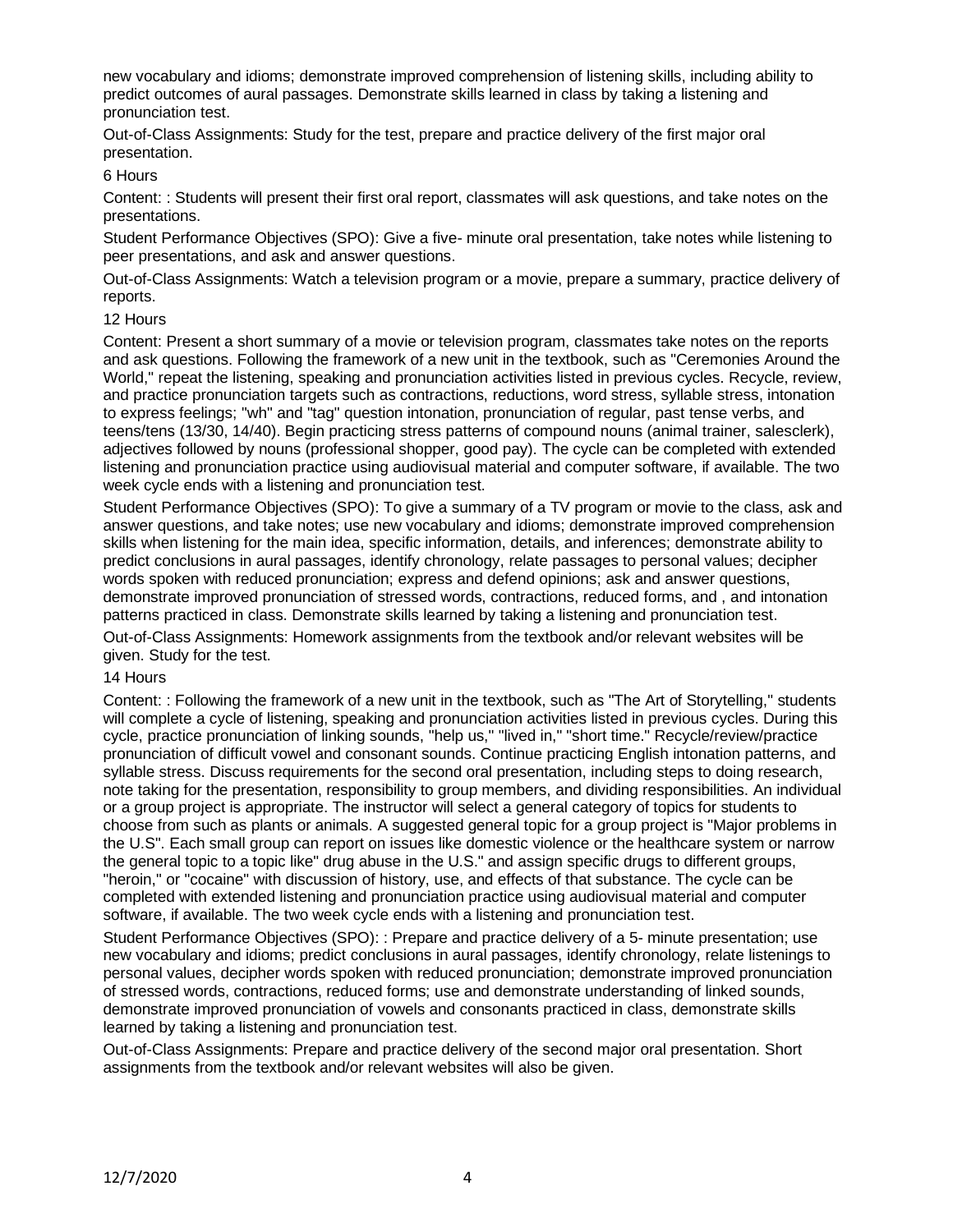new vocabulary and idioms; demonstrate improved comprehension of listening skills, including ability to predict outcomes of aural passages. Demonstrate skills learned in class by taking a listening and pronunciation test.

Out-of-Class Assignments: Study for the test, prepare and practice delivery of the first major oral presentation.

6 Hours

Content: : Students will present their first oral report, classmates will ask questions, and take notes on the presentations.

Student Performance Objectives (SPO): Give a five- minute oral presentation, take notes while listening to peer presentations, and ask and answer questions.

Out-of-Class Assignments: Watch a television program or a movie, prepare a summary, practice delivery of reports.

12 Hours

Content: Present a short summary of a movie or television program, classmates take notes on the reports and ask questions. Following the framework of a new unit in the textbook, such as "Ceremonies Around the World," repeat the listening, speaking and pronunciation activities listed in previous cycles. Recycle, review, and practice pronunciation targets such as contractions, reductions, word stress, syllable stress, intonation to express feelings; "wh" and "tag" question intonation, pronunciation of regular, past tense verbs, and teens/tens (13/30, 14/40). Begin practicing stress patterns of compound nouns (animal trainer, salesclerk), adjectives followed by nouns (professional shopper, good pay). The cycle can be completed with extended listening and pronunciation practice using audiovisual material and computer software, if available. The two week cycle ends with a listening and pronunciation test.

Student Performance Objectives (SPO): To give a summary of a TV program or movie to the class, ask and answer questions, and take notes; use new vocabulary and idioms; demonstrate improved comprehension skills when listening for the main idea, specific information, details, and inferences; demonstrate ability to predict conclusions in aural passages, identify chronology, relate passages to personal values; decipher words spoken with reduced pronunciation; express and defend opinions; ask and answer questions, demonstrate improved pronunciation of stressed words, contractions, reduced forms, and , and intonation patterns practiced in class. Demonstrate skills learned by taking a listening and pronunciation test.

Out-of-Class Assignments: Homework assignments from the textbook and/or relevant websites will be given. Study for the test.

14 Hours

Content: : Following the framework of a new unit in the textbook, such as "The Art of Storytelling," students will complete a cycle of listening, speaking and pronunciation activities listed in previous cycles. During this cycle, practice pronunciation of linking sounds, "help us," "lived in," "short time." Recycle/review/practice pronunciation of difficult vowel and consonant sounds. Continue practicing English intonation patterns, and syllable stress. Discuss requirements for the second oral presentation, including steps to doing research, note taking for the presentation, responsibility to group members, and dividing responsibilities. An individual or a group project is appropriate. The instructor will select a general category of topics for students to choose from such as plants or animals. A suggested general topic for a group project is "Major problems in the U.S". Each small group can report on issues like domestic violence or the healthcare system or narrow the general topic to a topic like" drug abuse in the U.S." and assign specific drugs to different groups, "heroin," or "cocaine" with discussion of history, use, and effects of that substance. The cycle can be completed with extended listening and pronunciation practice using audiovisual material and computer software, if available. The two week cycle ends with a listening and pronunciation test.

Student Performance Objectives (SPO): : Prepare and practice delivery of a 5- minute presentation; use new vocabulary and idioms; predict conclusions in aural passages, identify chronology, relate listenings to personal values, decipher words spoken with reduced pronunciation; demonstrate improved pronunciation of stressed words, contractions, reduced forms; use and demonstrate understanding of linked sounds, demonstrate improved pronunciation of vowels and consonants practiced in class, demonstrate skills learned by taking a listening and pronunciation test.

Out-of-Class Assignments: Prepare and practice delivery of the second major oral presentation. Short assignments from the textbook and/or relevant websites will also be given.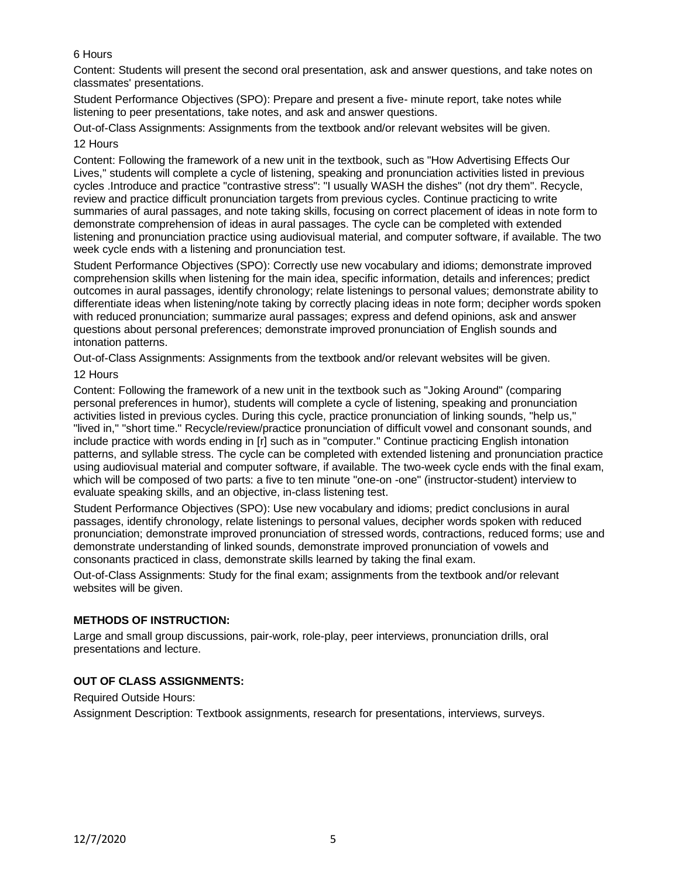6 Hours

Content: Students will present the second oral presentation, ask and answer questions, and take notes on classmates' presentations.

Student Performance Objectives (SPO): Prepare and present a five- minute report, take notes while listening to peer presentations, take notes, and ask and answer questions.

Out-of-Class Assignments: Assignments from the textbook and/or relevant websites will be given.

12 Hours

Content: Following the framework of a new unit in the textbook, such as "How Advertising Effects Our Lives," students will complete a cycle of listening, speaking and pronunciation activities listed in previous cycles .Introduce and practice "contrastive stress": "I usually WASH the dishes" (not dry them". Recycle, review and practice difficult pronunciation targets from previous cycles. Continue practicing to write summaries of aural passages, and note taking skills, focusing on correct placement of ideas in note form to demonstrate comprehension of ideas in aural passages. The cycle can be completed with extended listening and pronunciation practice using audiovisual material, and computer software, if available. The two week cycle ends with a listening and pronunciation test.

Student Performance Objectives (SPO): Correctly use new vocabulary and idioms; demonstrate improved comprehension skills when listening for the main idea, specific information, details and inferences; predict outcomes in aural passages, identify chronology; relate listenings to personal values; demonstrate ability to differentiate ideas when listening/note taking by correctly placing ideas in note form; decipher words spoken with reduced pronunciation; summarize aural passages; express and defend opinions, ask and answer questions about personal preferences; demonstrate improved pronunciation of English sounds and intonation patterns.

Out-of-Class Assignments: Assignments from the textbook and/or relevant websites will be given.

12 Hours

Content: Following the framework of a new unit in the textbook such as "Joking Around" (comparing personal preferences in humor), students will complete a cycle of listening, speaking and pronunciation activities listed in previous cycles. During this cycle, practice pronunciation of linking sounds, "help us," "lived in," "short time." Recycle/review/practice pronunciation of difficult vowel and consonant sounds, and include practice with words ending in [r] such as in "computer." Continue practicing English intonation patterns, and syllable stress. The cycle can be completed with extended listening and pronunciation practice using audiovisual material and computer software, if available. The two-week cycle ends with the final exam, which will be composed of two parts: a five to ten minute "one-on -one" (instructor-student) interview to evaluate speaking skills, and an objective, in-class listening test.

Student Performance Objectives (SPO): Use new vocabulary and idioms; predict conclusions in aural passages, identify chronology, relate listenings to personal values, decipher words spoken with reduced pronunciation; demonstrate improved pronunciation of stressed words, contractions, reduced forms; use and demonstrate understanding of linked sounds, demonstrate improved pronunciation of vowels and consonants practiced in class, demonstrate skills learned by taking the final exam.

Out-of-Class Assignments: Study for the final exam; assignments from the textbook and/or relevant websites will be given.

**METHODS OF INSTRUCTION:**

Large and small group discussions, pair-work, role-play, peer interviews, pronunciation drills, oral presentations and lecture.

**OUT OF CLASS ASSIGNMENTS:**

Required Outside Hours:

Assignment Description: Textbook assignments, research for presentations, interviews, surveys.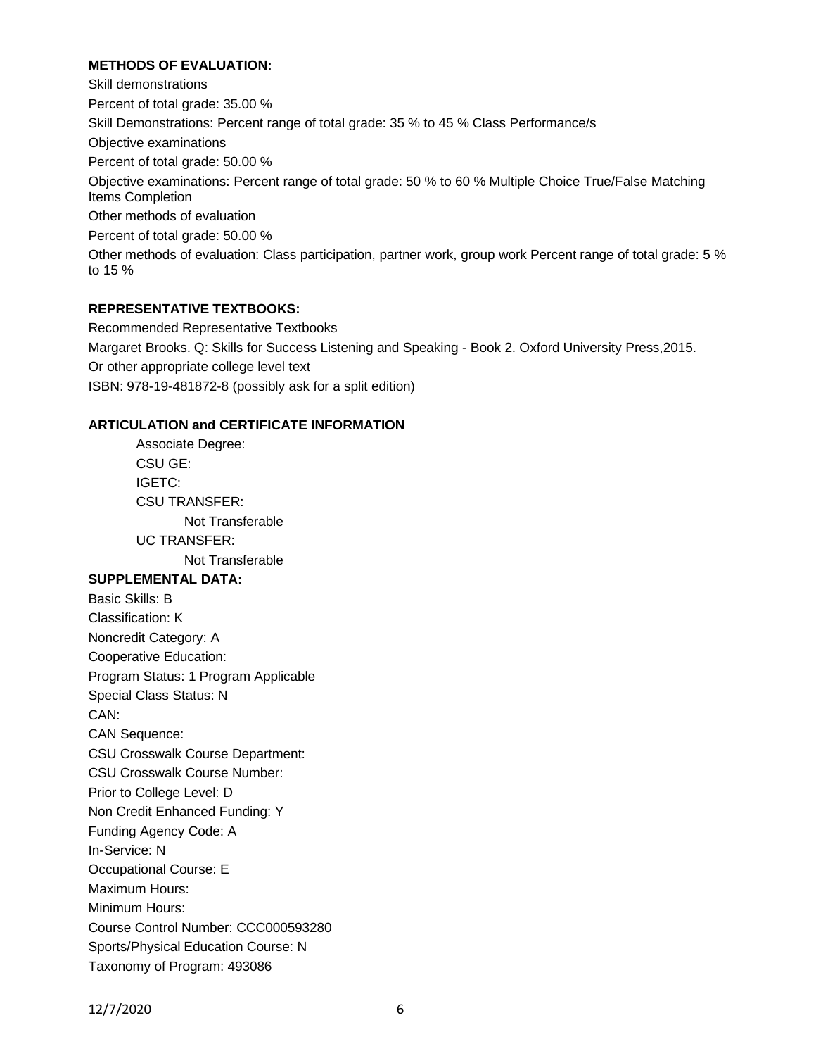**METHODS OF EVALUATION:**

Skill demonstrations

Percent of total grade: 35.00 %

Skill Demonstrations: Percent range of total grade: 35 % to 45 % Class Performance/s

Objective examinations

Percent of total grade: 50.00 %

Objective examinations: Percent range of total grade: 50 % to 60 % Multiple Choice True/False Matching Items Completion

Other methods of evaluation

Percent of total grade: 50.00 %

Other methods of evaluation: Class participation, partner work, group work Percent range of total grade: 5 % to 15 %

**REPRESENTATIVE TEXTBOOKS:**

Recommended Representative Textbooks

Margaret Brooks. Q: Skills for Success Listening and Speaking - Book 2. Oxford University Press,2015.

Or other appropriate college level text

ISBN: 978-19-481872-8 (possibly ask for a split edition)

**ARTICULATION and CERTIFICATE INFORMATION**

Associate Degree:

CSU GE:

IGETC:

CSU TRANSFER:

Not Transferable

UC TRANSFER:

Not Transferable

**SUPPLEMENTAL DATA:**

Basic Skills: B

Classification: K

Noncredit Category: A

Cooperative Education:

Program Status: 1 Program Applicable

Special Class Status: N

CAN:

CAN Sequence:

CSU Crosswalk Course Department:

CSU Crosswalk Course Number:

Prior to College Level: D

Non Credit Enhanced Funding: Y

Funding Agency Code: A

In-Service: N

Occupational Course: E

Maximum Hours:

Minimum Hours:

Course Control Number: CCC000593280

Sports/Physical Education Course: N

Taxonomy of Program: 493086